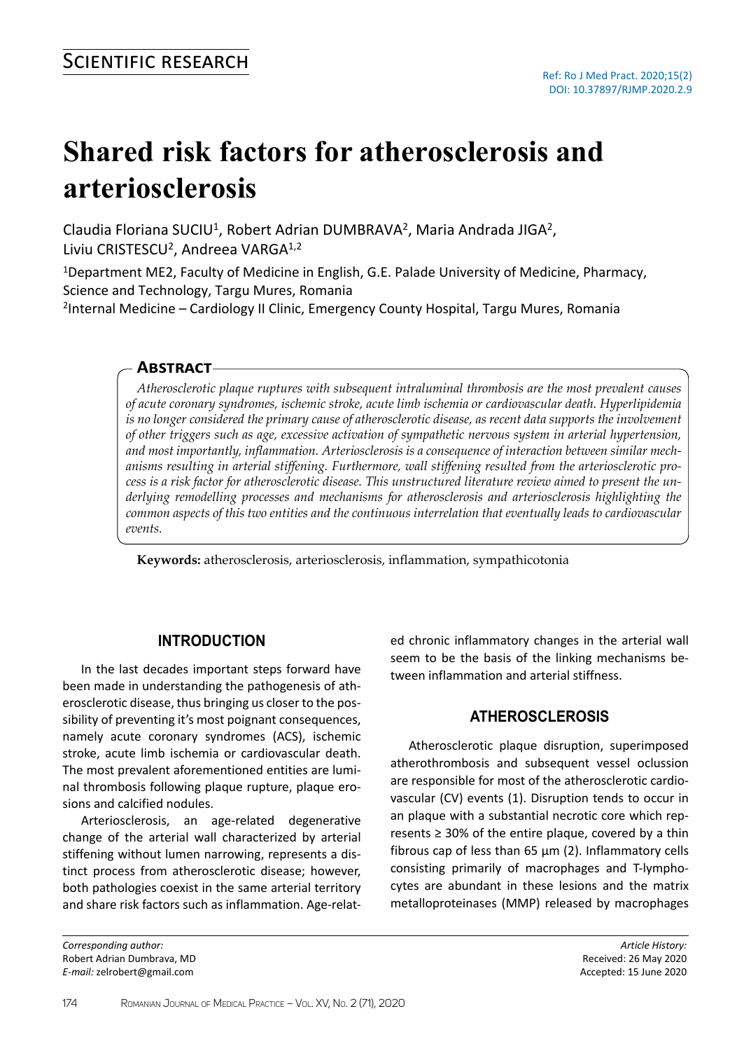Scientific research

Ref: Ro J Med Pract. 2020;15(2)
DOI: 10.37897/RJMP.2020.2.9

# Shared risk factors for atherosclerosis and arteriosclerosis

Claudia Floriana SUCIU[1], Robert Adrian DUMBRAVA[2], Maria Andrada JIGA[2], Liviu CRISTESCU[2], Andreea VARGA[1,2]

[1]Department ME2, Faculty of Medicine in English, G.E. Palade University of Medicine, Pharmacy, Science and Technology, Targu Mures, Romania
[2]Internal Medicine – Cardiology II Clinic, Emergency County Hospital, Targu Mures, Romania

## Abstract

*Atherosclerotic plaque ruptures with subsequent intraluminal thrombosis are the most prevalent causes of acute coronary syndromes, ischemic stroke, acute limb ischemia or cardiovascular death. Hyperlipidemia is no longer considered the primary cause of atherosclerotic disease, as recent data supports the involvement of other triggers such as age, excessive activation of sympathetic nervous system in arterial hypertension, and most importantly, inflammation. Arteriosclerosis is a consequence of interaction between similar mechanisms resulting in arterial stiffening. Furthermore, wall stiffening resulted from the arteriosclerotic process is a risk factor for atherosclerotic disease. This unstructured literature review aimed to present the underlying remodelling processes and mechanisms for atherosclerosis and arteriosclerosis highlighting the common aspects of this two entities and the continuous interrelation that eventually leads to cardiovascular events.*

**Keywords:** atherosclerosis, arteriosclerosis, inflammation, sympathicotonia

## INTRODUCTION

In the last decades important steps forward have been made in understanding the pathogenesis of atherosclerotic disease, thus bringing us closer to the possibility of preventing it's most poignant consequences, namely acute coronary syndromes (ACS), ischemic stroke, acute limb ischemia or cardiovascular death. The most prevalent aforementioned entities are luminal thrombosis following plaque rupture, plaque erosions and calcified nodules.

Arteriosclerosis, an age-related degenerative change of the arterial wall characterized by arterial stiffening without lumen narrowing, represents a distinct process from atherosclerotic disease; however, both pathologies coexist in the same arterial territory and share risk factors such as inflammation. Age-related chronic inflammatory changes in the arterial wall seem to be the basis of the linking mechanisms between inflammation and arterial stiffness.

## ATHEROSCLEROSIS

Atherosclerotic plaque disruption, superimposed atherothrombosis and subsequent vessel oclussion are responsible for most of the atherosclerotic cardiovascular (CV) events (1). Disruption tends to occur in an plaque with a substantial necrotic core which represents ≥ 30% of the entire plaque, covered by a thin fibrous cap of less than 65 µm (2). Inflammatory cells consisting primarily of macrophages and T-lymphocytes are abundant in these lesions and the matrix metalloproteinases (MMP) released by macrophages

*Corresponding author:*
Robert Adrian Dumbrava, MD
*E-mail:* zelrobert@gmail.com

*Article History:*
Received: 26 May 2020
Accepted: 15 June 2020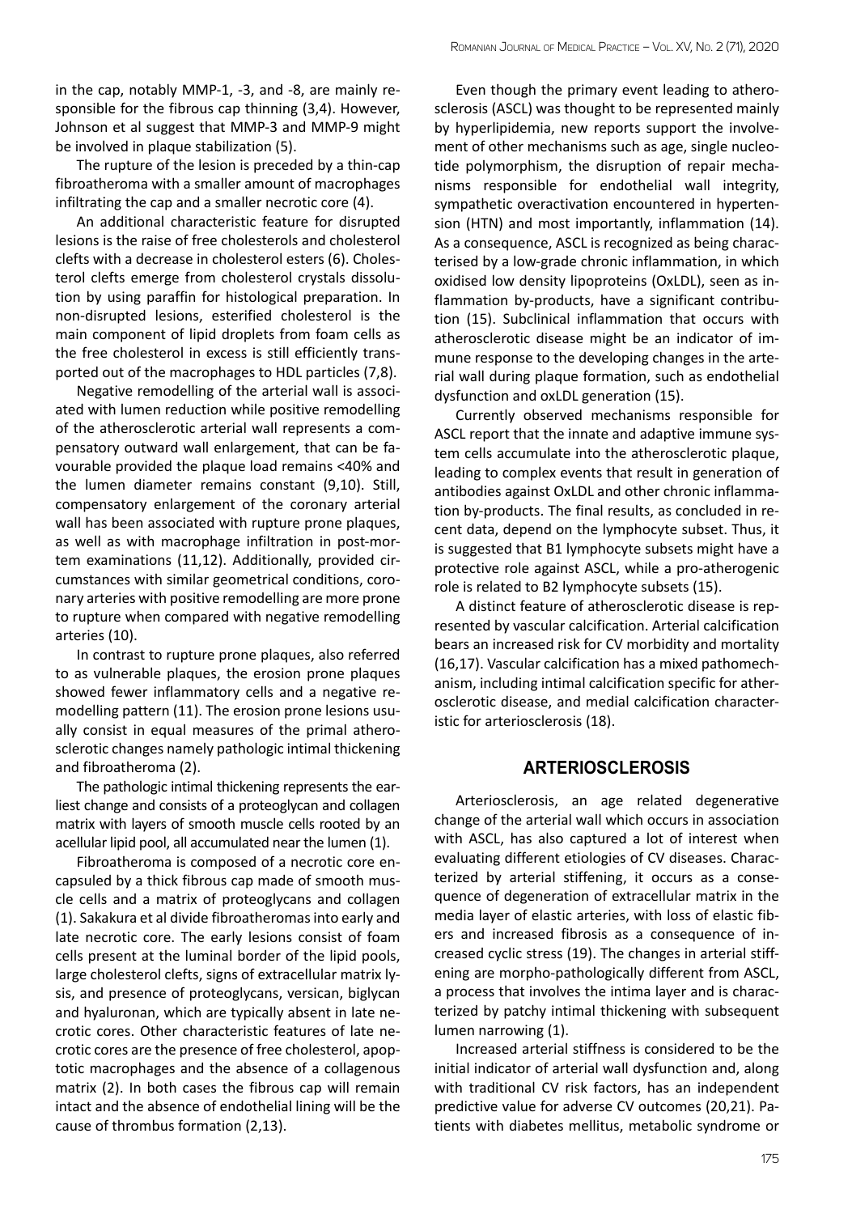in the cap, notably MMP-1, -3, and -8, are mainly responsible for the fibrous cap thinning (3,4). However, Johnson et al suggest that MMP-3 and MMP-9 might be involved in plaque stabilization (5).

The rupture of the lesion is preceded by a thin-cap fibroatheroma with a smaller amount of macrophages infiltrating the cap and a smaller necrotic core (4).

An additional characteristic feature for disrupted lesions is the raise of free cholesterols and cholesterol clefts with a decrease in cholesterol esters (6). Cholesterol clefts emerge from cholesterol crystals dissolution by using paraffin for histological preparation. In non-disrupted lesions, esterified cholesterol is the main component of lipid droplets from foam cells as the free cholesterol in excess is still efficiently transported out of the macrophages to HDL particles (7,8).

Negative remodelling of the arterial wall is associated with lumen reduction while positive remodelling of the atherosclerotic arterial wall represents a compensatory outward wall enlargement, that can be favourable provided the plaque load remains <40% and the lumen diameter remains constant (9,10). Still, compensatory enlargement of the coronary arterial wall has been associated with rupture prone plaques, as well as with macrophage infiltration in post-mortem examinations (11,12). Additionally, provided circumstances with similar geometrical conditions, coronary arteries with positive remodelling are more prone to rupture when compared with negative remodelling arteries (10).

In contrast to rupture prone plaques, also referred to as vulnerable plaques, the erosion prone plaques showed fewer inflammatory cells and a negative remodelling pattern (11). The erosion prone lesions usually consist in equal measures of the primal atherosclerotic changes namely pathologic intimal thickening and fibroatheroma (2).

The pathologic intimal thickening represents the earliest change and consists of a proteoglycan and collagen matrix with layers of smooth muscle cells rooted by an acellular lipid pool, all accumulated near the lumen (1).

Fibroatheroma is composed of a necrotic core encapsuled by a thick fibrous cap made of smooth muscle cells and a matrix of proteoglycans and collagen (1). Sakakura et al divide fibroatheromas into early and late necrotic core. The early lesions consist of foam cells present at the luminal border of the lipid pools, large cholesterol clefts, signs of extracellular matrix lysis, and presence of proteoglycans, versican, biglycan and hyaluronan, which are typically absent in late necrotic cores. Other characteristic features of late necrotic cores are the presence of free cholesterol, apoptotic macrophages and the absence of a collagenous matrix (2). In both cases the fibrous cap will remain intact and the absence of endothelial lining will be the cause of thrombus formation (2,13).

Even though the primary event leading to atherosclerosis (ASCL) was thought to be represented mainly by hyperlipidemia, new reports support the involvement of other mechanisms such as age, single nucleotide polymorphism, the disruption of repair mechanisms responsible for endothelial wall integrity, sympathetic overactivation encountered in hypertension (HTN) and most importantly, inflammation (14). As a consequence, ASCL is recognized as being characterised by a low-grade chronic inflammation, in which oxidised low density lipoproteins (OxLDL), seen as inflammation by-products, have a significant contribution (15). Subclinical inflammation that occurs with atherosclerotic disease might be an indicator of immune response to the developing changes in the arterial wall during plaque formation, such as endothelial dysfunction and oxLDL generation (15).

Currently observed mechanisms responsible for ASCL report that the innate and adaptive immune system cells accumulate into the atherosclerotic plaque, leading to complex events that result in generation of antibodies against OxLDL and other chronic inflammation by-products. The final results, as concluded in recent data, depend on the lymphocyte subset. Thus, it is suggested that B1 lymphocyte subsets might have a protective role against ASCL, while a pro-atherogenic role is related to B2 lymphocyte subsets (15).

A distinct feature of atherosclerotic disease is represented by vascular calcification. Arterial calcification bears an increased risk for CV morbidity and mortality (16,17). Vascular calcification has a mixed pathomechanism, including intimal calcification specific for atherosclerotic disease, and medial calcification characteristic for arteriosclerosis (18).

## ARTERIOSCLEROSIS

Arteriosclerosis, an age related degenerative change of the arterial wall which occurs in association with ASCL, has also captured a lot of interest when evaluating different etiologies of CV diseases. Characterized by arterial stiffening, it occurs as a consequence of degeneration of extracellular matrix in the media layer of elastic arteries, with loss of elastic fibers and increased fibrosis as a consequence of increased cyclic stress (19). The changes in arterial stiffening are morpho-pathologically different from ASCL, a process that involves the intima layer and is characterized by patchy intimal thickening with subsequent lumen narrowing (1).

Increased arterial stiffness is considered to be the initial indicator of arterial wall dysfunction and, along with traditional CV risk factors, has an independent predictive value for adverse CV outcomes (20,21). Patients with diabetes mellitus, metabolic syndrome or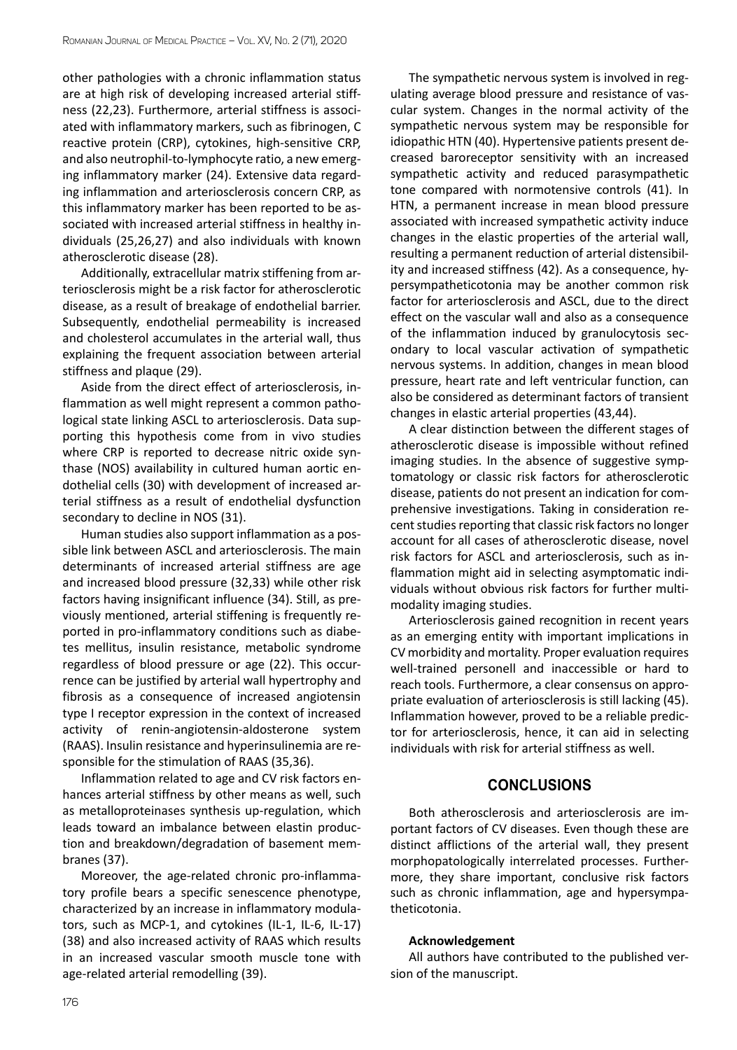other pathologies with a chronic inflammation status are at high risk of developing increased arterial stiffness (22,23). Furthermore, arterial stiffness is associated with inflammatory markers, such as fibrinogen, C reactive protein (CRP), cytokines, high-sensitive CRP, and also neutrophil-to-lymphocyte ratio, a new emerging inflammatory marker (24). Extensive data regarding inflammation and arteriosclerosis concern CRP, as this inflammatory marker has been reported to be associated with increased arterial stiffness in healthy individuals (25,26,27) and also individuals with known atherosclerotic disease (28).

Additionally, extracellular matrix stiffening from arteriosclerosis might be a risk factor for atherosclerotic disease, as a result of breakage of endothelial barrier. Subsequently, endothelial permeability is increased and cholesterol accumulates in the arterial wall, thus explaining the frequent association between arterial stiffness and plaque (29).

Aside from the direct effect of arteriosclerosis, inflammation as well might represent a common pathological state linking ASCL to arteriosclerosis. Data supporting this hypothesis come from in vivo studies where CRP is reported to decrease nitric oxide synthase (NOS) availability in cultured human aortic endothelial cells (30) with development of increased arterial stiffness as a result of endothelial dysfunction secondary to decline in NOS (31).

Human studies also support inflammation as a possible link between ASCL and arteriosclerosis. The main determinants of increased arterial stiffness are age and increased blood pressure (32,33) while other risk factors having insignificant influence (34). Still, as previously mentioned, arterial stiffening is frequently reported in pro-inflammatory conditions such as diabetes mellitus, insulin resistance, metabolic syndrome regardless of blood pressure or age (22). This occurrence can be justified by arterial wall hypertrophy and fibrosis as a consequence of increased angiotensin type I receptor expression in the context of increased activity of renin-angiotensin-aldosterone system (RAAS). Insulin resistance and hyperinsulinemia are responsible for the stimulation of RAAS (35,36).

Inflammation related to age and CV risk factors enhances arterial stiffness by other means as well, such as metalloproteinases synthesis up-regulation, which leads toward an imbalance between elastin production and breakdown/degradation of basement membranes (37).

Moreover, the age-related chronic pro-inflammatory profile bears a specific senescence phenotype, characterized by an increase in inflammatory modulators, such as MCP-1, and cytokines (IL-1, IL-6, IL-17) (38) and also increased activity of RAAS which results in an increased vascular smooth muscle tone with age-related arterial remodelling (39).

The sympathetic nervous system is involved in regulating average blood pressure and resistance of vascular system. Changes in the normal activity of the sympathetic nervous system may be responsible for idiopathic HTN (40). Hypertensive patients present decreased baroreceptor sensitivity with an increased sympathetic activity and reduced parasympathetic tone compared with normotensive controls (41). In HTN, a permanent increase in mean blood pressure associated with increased sympathetic activity induce changes in the elastic properties of the arterial wall, resulting a permanent reduction of arterial distensibility and increased stiffness (42). As a consequence, hypersympatheticotonia may be another common risk factor for arteriosclerosis and ASCL, due to the direct effect on the vascular wall and also as a consequence of the inflammation induced by granulocytosis secondary to local vascular activation of sympathetic nervous systems. In addition, changes in mean blood pressure, heart rate and left ventricular function, can also be considered as determinant factors of transient changes in elastic arterial properties (43,44).

A clear distinction between the different stages of atherosclerotic disease is impossible without refined imaging studies. In the absence of suggestive symptomatology or classic risk factors for atherosclerotic disease, patients do not present an indication for comprehensive investigations. Taking in consideration recent studies reporting that classic risk factors no longer account for all cases of atherosclerotic disease, novel risk factors for ASCL and arteriosclerosis, such as inflammation might aid in selecting asymptomatic individuals without obvious risk factors for further multimodality imaging studies.

Arteriosclerosis gained recognition in recent years as an emerging entity with important implications in CV morbidity and mortality. Proper evaluation requires well-trained personell and inaccessible or hard to reach tools. Furthermore, a clear consensus on appropriate evaluation of arteriosclerosis is still lacking (45). Inflammation however, proved to be a reliable predictor for arteriosclerosis, hence, it can aid in selecting individuals with risk for arterial stiffness as well.

## CONCLUSIONS

Both atherosclerosis and arteriosclerosis are important factors of CV diseases. Even though these are distinct afflictions of the arterial wall, they present morphopatologically interrelated processes. Furthermore, they share important, conclusive risk factors such as chronic inflammation, age and hypersympatheticotonia.

**Acknowledgement**

All authors have contributed to the published version of the manuscript.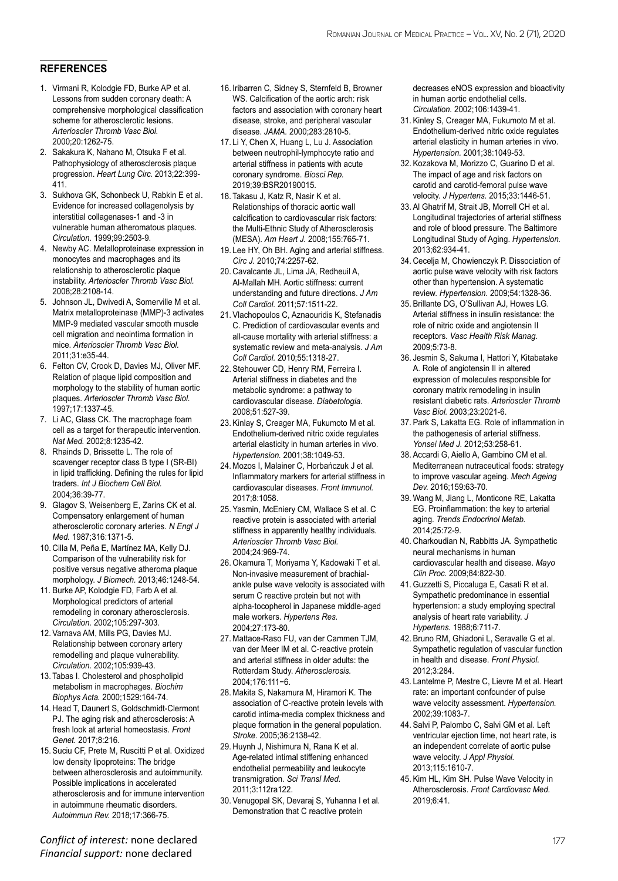## REFERENCES

1. Virmani R, Kolodgie FD, Burke AP et al. Lessons from sudden coronary death: A comprehensive morphological classification scheme for atherosclerotic lesions. *Arterioscler Thromb Vasc Biol.* 2000;20:1262-75.
2. Sakakura K, Nakano M, Otsuka F et al. Pathophysiology of atherosclerosis plaque progression. *Heart Lung Circ.* 2013;22:399-411.
3. Sukhova GK, Schonbeck U, Rabkin E et al. Evidence for increased collagenolysis by interstitial collagenases-1 and -3 in vulnerable human atheromatous plaques. *Circulation.* 1999;99:2503-9.
4. Newby AC. Metalloproteinase expression in monocytes and macrophages and its relationship to atherosclerotic plaque instability. *Arterioscler Thromb Vasc Biol.* 2008;28:2108-14.
5. Johnson JL, Dwivedi A, Somerville M et al. Matrix metalloproteinase (MMP)-3 activates MMP-9 mediated vascular smooth muscle cell migration and neointima formation in mice. *Arterioscler Thromb Vasc Biol.* 2011;31:e35-44.
6. Felton CV, Crook D, Davies MJ, Oliver MF. Relation of plaque lipid composition and morphology to the stability of human aortic plaques. *Arterioscler Thromb Vasc Biol.* 1997;17:1337-45.
7. Li AC, Glass CK. The macrophage foam cell as a target for therapeutic intervention. *Nat Med.* 2002;8:1235-42.
8. Rhainds D, Brissette L. The role of scavenger receptor class B type I (SR-BI) in lipid trafficking. Defining the rules for lipid traders. *Int J Biochem Cell Biol.* 2004;36:39-77.
9. Glagov S, Weisenberg E, Zarins CK et al. Compensatory enlargement of human atherosclerotic coronary arteries. *N Engl J Med.* 1987;316:1371-5.
10. Cilla M, Peña E, Martínez MA, Kelly DJ. Comparison of the vulnerability risk for positive versus negative atheroma plaque morphology. *J Biomech.* 2013;46:1248-54.
11. Burke AP, Kolodgie FD, Farb A et al. Morphological predictors of arterial remodeling in coronary atherosclerosis. *Circulation.* 2002;105:297-303.
12. Varnava AM, Mills PG, Davies MJ. Relationship between coronary artery remodelling and plaque vulnerability. *Circulation.* 2002;105:939-43.
13. Tabas I. Cholesterol and phospholipid metabolism in macrophages. *Biochim Biophys Acta.* 2000;1529:164-74.
14. Head T, Daunert S, Goldschmidt-Clermont PJ. The aging risk and atherosclerosis: A fresh look at arterial homeostasis. *Front Genet.* 2017;8:216.
15. Suciu CF, Prete M, Ruscitti P et al. Oxidized low density lipoproteins: The bridge between atherosclerosis and autoimmunity. Possible implications in accelerated atherosclerosis and for immune intervention in autoimmune rheumatic disorders. *Autoimmun Rev.* 2018;17:366-75.
16. Iribarren C, Sidney S, Sternfeld B, Browner WS. Calcification of the aortic arch: risk factors and association with coronary heart disease, stroke, and peripheral vascular disease. *JAMA.* 2000;283:2810-5.
17. Li Y, Chen X, Huang L, Lu J. Association between neutrophil-lymphocyte ratio and arterial stiffness in patients with acute coronary syndrome. *Biosci Rep.* 2019;39:BSR20190015.
18. Takasu J, Katz R, Nasir K et al. Relationships of thoracic aortic wall calcification to cardiovascular risk factors: the Multi-Ethnic Study of Atherosclerosis (MESA). *Am Heart J.* 2008;155:765-71.
19. Lee HY, Oh BH. Aging and arterial stiffness. *Circ J.* 2010;74:2257-62.
20. Cavalcante JL, Lima JA, Redheuil A, Al-Mallah MH. Aortic stiffness: current understanding and future directions. *J Am Coll Cardiol.* 2011;57:1511-22.
21. Vlachopoulos C, Aznaouridis K, Stefanadis C. Prediction of cardiovascular events and all-cause mortality with arterial stiffness: a systematic review and meta-analysis. *J Am Coll Cardiol.* 2010;55:1318-27.
22. Stehouwer CD, Henry RM, Ferreira I. Arterial stiffness in diabetes and the metabolic syndrome: a pathway to cardiovascular disease. *Diabetologia.* 2008;51:527-39.
23. Kinlay S, Creager MA, Fukumoto M et al. Endothelium-derived nitric oxide regulates arterial elasticity in human arteries in vivo. *Hypertension.* 2001;38:1049-53.
24. Mozos I, Malainer C, Horbańczuk J et al. Inflammatory markers for arterial stiffness in cardiovascular diseases. *Front Immunol.* 2017;8:1058.
25. Yasmin, McEniery CM, Wallace S et al. C reactive protein is associated with arterial stiffness in apparently healthy individuals. *Arterioscler Thromb Vasc Biol.* 2004;24:969-74.
26. Okamura T, Moriyama Y, Kadowaki T et al. Non-invasive measurement of brachial-ankle pulse wave velocity is associated with serum C reactive protein but not with alpha-tocopherol in Japanese middle-aged male workers. *Hypertens Res.* 2004;27:173-80.
27. Mattace-Raso FU, van der Cammen TJM, van der Meer IM et al. C-reactive protein and arterial stiffness in older adults: the Rotterdam Study. *Atherosclerosis.* 2004;176:111−6.
28. Makita S, Nakamura M, Hiramori K. The association of C-reactive protein levels with carotid intima-media complex thickness and plaque formation in the general population. *Stroke.* 2005;36:2138-42.
29. Huynh J, Nishimura N, Rana K et al. Age-related intimal stiffening enhanced endothelial permeability and leukocyte transmigration. *Sci Transl Med.* 2011;3:112ra122.
30. Venugopal SK, Devaraj S, Yuhanna I et al. Demonstration that C reactive protein decreases eNOS expression and bioactivity in human aortic endothelial cells. *Circulation.* 2002;106:1439-41.
31. Kinley S, Creager MA, Fukumoto M et al. Endothelium-derived nitric oxide regulates arterial elasticity in human arteries in vivo. *Hypertension.* 2001;38:1049-53.
32. Kozakova M, Morizzo C, Guarino D et al. The impact of age and risk factors on carotid and carotid-femoral pulse wave velocity. *J Hypertens.* 2015;33:1446-51.
33. Al Ghatrif M, Strait JB, Morrell CH et al. Longitudinal trajectories of arterial stiffness and role of blood pressure. The Baltimore Longitudinal Study of Aging. *Hypertension.* 2013;62:934-41.
34. Cecelja M, Chowienczyk P. Dissociation of aortic pulse wave velocity with risk factors other than hypertension. A systematic review. *Hypertension.* 2009;54:1328-36.
35. Brillante DG, O'Sullivan AJ, Howes LG. Arterial stiffness in insulin resistance: the role of nitric oxide and angiotensin II receptors. *Vasc Health Risk Manag.* 2009;5:73-8.
36. Jesmin S, Sakuma I, Hattori Y, Kitabatake A. Role of angiotensin II in altered expression of molecules responsible for coronary matrix remodeling in insulin resistant diabetic rats. *Arterioscler Thromb Vasc Biol.* 2003;23:2021-6.
37. Park S, Lakatta EG. Role of inflammation in the pathogenesis of arterial stiffness. *Yonsei Med J.* 2012;53:258-61.
38. Accardi G, Aiello A, Gambino CM et al. Mediterranean nutraceutical foods: strategy to improve vascular ageing. *Mech Ageing Dev.* 2016;159:63-70.
39. Wang M, Jiang L, Monticone RE, Lakatta EG. Proinflammation: the key to arterial aging. *Trends Endocrinol Metab.* 2014;25:72-9.
40. Charkoudian N, Rabbitts JA. Sympathetic neural mechanisms in human cardiovascular health and disease. *Mayo Clin Proc.* 2009;84:822-30.
41. Guzzetti S, Piccaluga E, Casati R et al. Sympathetic predominance in essential hypertension: a study employing spectral analysis of heart rate variability. *J Hypertens.* 1988;6:711-7.
42. Bruno RM, Ghiadoni L, Seravalle G et al. Sympathetic regulation of vascular function in health and disease. *Front Physiol.* 2012;3:284.
43. Lantelme P, Mestre C, Lievre M et al. Heart rate: an important confounder of pulse wave velocity assessment. *Hypertension.* 2002;39:1083-7.
44. Salvi P, Palombo C, Salvi GM et al. Left ventricular ejection time, not heart rate, is an independent correlate of aortic pulse wave velocity. *J Appl Physiol.* 2013;115:1610-7.
45. Kim HL, Kim SH. Pulse Wave Velocity in Atherosclerosis. *Front Cardiovasc Med.* 2019;6:41.

*Conflict of interest:* none declared
*Financial support:* none declared